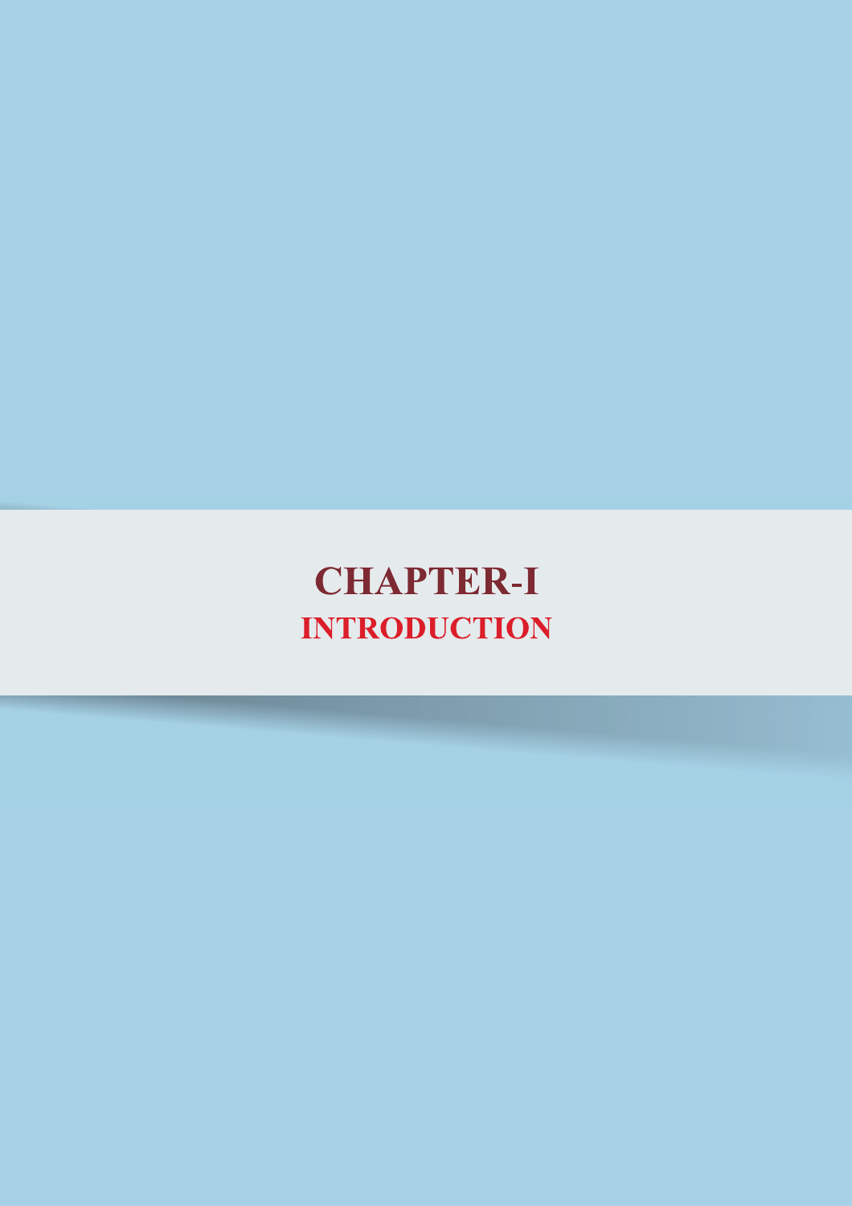# CHAPTER-I

## INTRODUCTION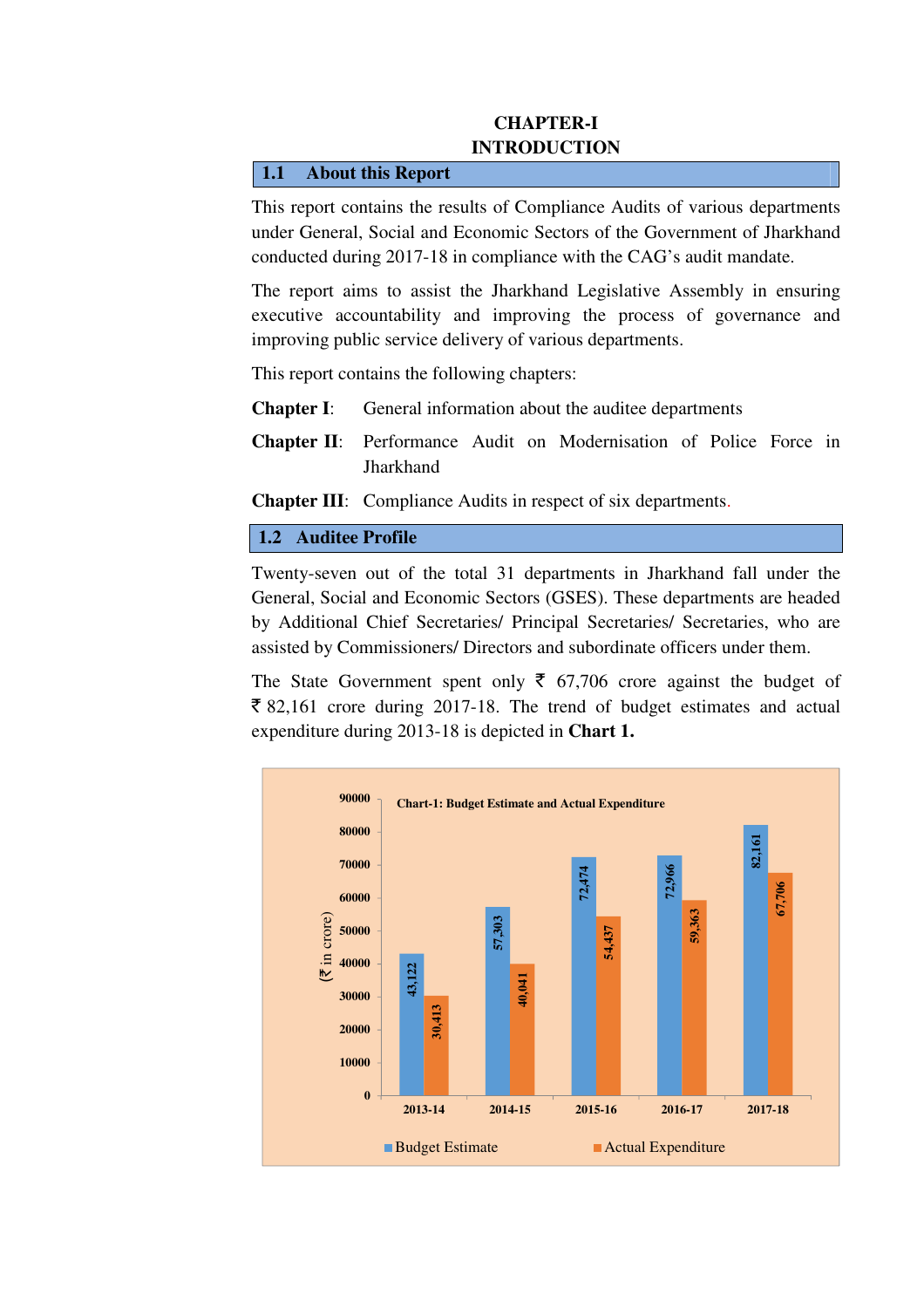# CHAPTER-I
# INTRODUCTION

## 1.1 About this Report

This report contains the results of Compliance Audits of various departments under General, Social and Economic Sectors of the Government of Jharkhand conducted during 2017-18 in compliance with the CAG's audit mandate.

The report aims to assist the Jharkhand Legislative Assembly in ensuring executive accountability and improving the process of governance and improving public service delivery of various departments.

This report contains the following chapters:

**Chapter I**: General information about the auditee departments

**Chapter II**: Performance Audit on Modernisation of Police Force in Jharkhand

**Chapter III**: Compliance Audits in respect of six departments.

## 1.2 Auditee Profile

Twenty-seven out of the total 31 departments in Jharkhand fall under the General, Social and Economic Sectors (GSES). These departments are headed by Additional Chief Secretaries/ Principal Secretaries/ Secretaries, who are assisted by Commissioners/ Directors and subordinate officers under them.

The State Government spent only ₹ 67,706 crore against the budget of ₹ 82,161 crore during 2017-18. The trend of budget estimates and actual expenditure during 2013-18 is depicted in **Chart 1.**

**Chart-1: Budget Estimate and Actual Expenditure**

(₹ in crore)

| Year | Budget Estimate | Actual Expenditure |
|---|---|---|
| 2013-14 | 43,122 | 30,413 |
| 2014-15 | 57,303 | 40,041 |
| 2015-16 | 72,474 | 54,437 |
| 2016-17 | 72,966 | 59,363 |
| 2017-18 | 82,161 | 67,706 |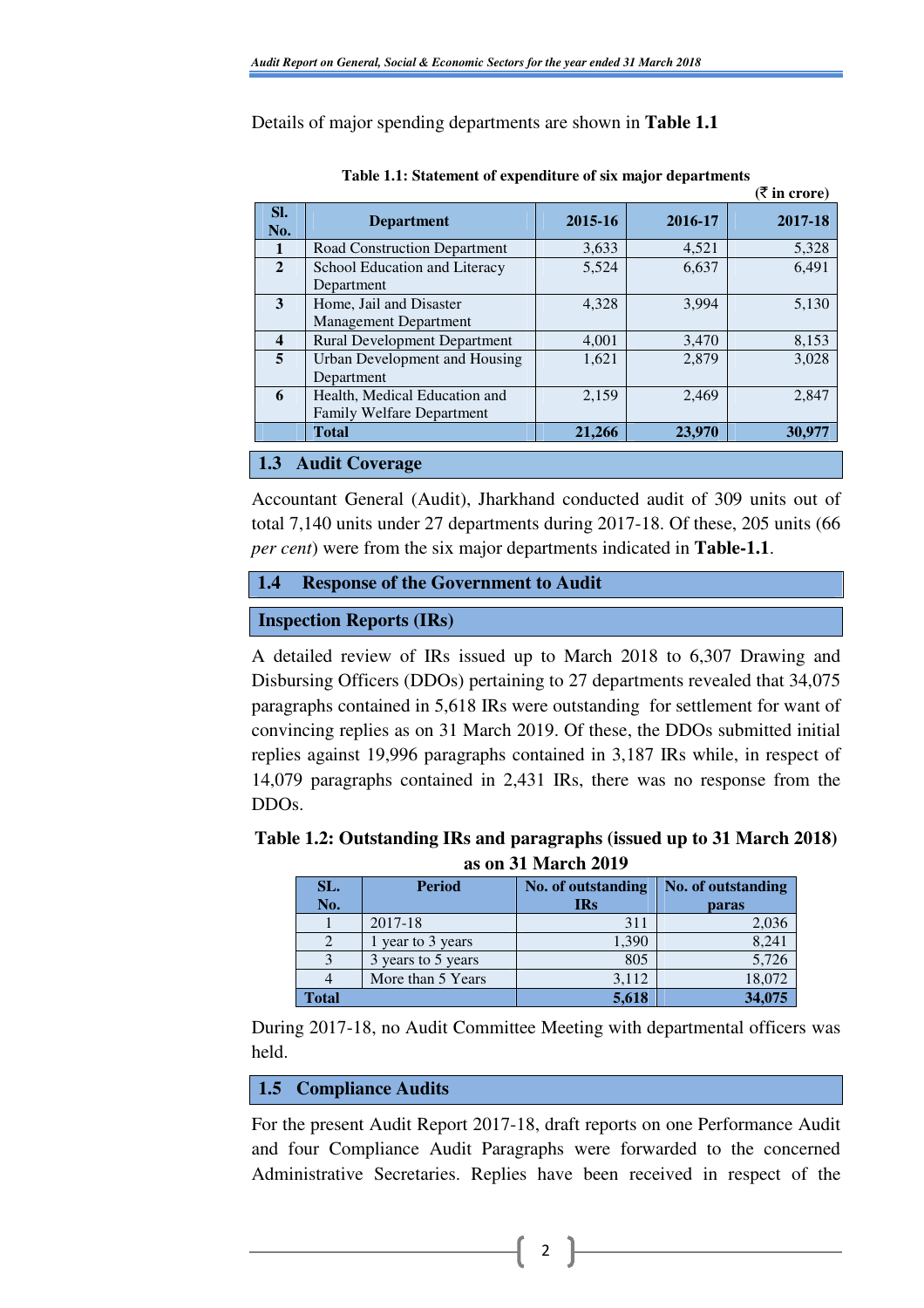Details of major spending departments are shown in **Table 1.1**

**Table 1.1: Statement of expenditure of six major departments**

(₹ in crore)

| Sl. No. | Department | 2015-16 | 2016-17 | 2017-18 |
|---|---|---|---|---|
| 1 | Road Construction Department | 3,633 | 4,521 | 5,328 |
| 2 | School Education and Literacy Department | 5,524 | 6,637 | 6,491 |
| 3 | Home, Jail and Disaster Management Department | 4,328 | 3,994 | 5,130 |
| 4 | Rural Development Department | 4,001 | 3,470 | 8,153 |
| 5 | Urban Development and Housing Department | 1,621 | 2,879 | 3,028 |
| 6 | Health, Medical Education and Family Welfare Department | 2,159 | 2,469 | 2,847 |
| | **Total** | **21,266** | **23,970** | **30,977** |

## 1.3 Audit Coverage

Accountant General (Audit), Jharkhand conducted audit of 309 units out of total 7,140 units under 27 departments during 2017-18. Of these, 205 units (66 *per cent*) were from the six major departments indicated in **Table-1.1**.

## 1.4 Response of the Government to Audit

### Inspection Reports (IRs)

A detailed review of IRs issued up to March 2018 to 6,307 Drawing and Disbursing Officers (DDOs) pertaining to 27 departments revealed that 34,075 paragraphs contained in 5,618 IRs were outstanding for settlement for want of convincing replies as on 31 March 2019. Of these, the DDOs submitted initial replies against 19,996 paragraphs contained in 3,187 IRs while, in respect of 14,079 paragraphs contained in 2,431 IRs, there was no response from the DDOs.

**Table 1.2: Outstanding IRs and paragraphs (issued up to 31 March 2018) as on 31 March 2019**

| SL. No. | Period | No. of outstanding IRs | No. of outstanding paras |
|---|---|---|---|
| 1 | 2017-18 | 311 | 2,036 |
| 2 | 1 year to 3 years | 1,390 | 8,241 |
| 3 | 3 years to 5 years | 805 | 5,726 |
| 4 | More than 5 Years | 3,112 | 18,072 |
| **Total** | | **5,618** | **34,075** |

During 2017-18, no Audit Committee Meeting with departmental officers was held.

## 1.5 Compliance Audits

For the present Audit Report 2017-18, draft reports on one Performance Audit and four Compliance Audit Paragraphs were forwarded to the concerned Administrative Secretaries. Replies have been received in respect of the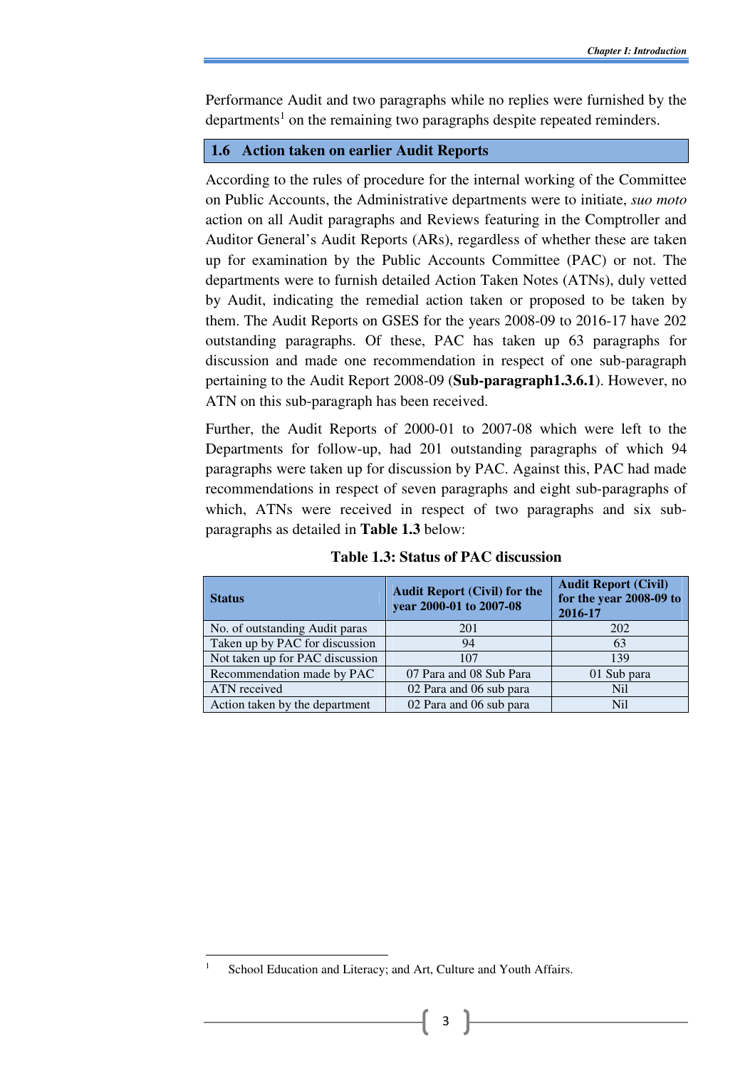Performance Audit and two paragraphs while no replies were furnished by the departments[1] on the remaining two paragraphs despite repeated reminders.

## 1.6 Action taken on earlier Audit Reports

According to the rules of procedure for the internal working of the Committee on Public Accounts, the Administrative departments were to initiate, *suo moto* action on all Audit paragraphs and Reviews featuring in the Comptroller and Auditor General's Audit Reports (ARs), regardless of whether these are taken up for examination by the Public Accounts Committee (PAC) or not. The departments were to furnish detailed Action Taken Notes (ATNs), duly vetted by Audit, indicating the remedial action taken or proposed to be taken by them. The Audit Reports on GSES for the years 2008-09 to 2016-17 have 202 outstanding paragraphs. Of these, PAC has taken up 63 paragraphs for discussion and made one recommendation in respect of one sub-paragraph pertaining to the Audit Report 2008-09 (**Sub-paragraph1.3.6.1**). However, no ATN on this sub-paragraph has been received.

Further, the Audit Reports of 2000-01 to 2007-08 which were left to the Departments for follow-up, had 201 outstanding paragraphs of which 94 paragraphs were taken up for discussion by PAC. Against this, PAC had made recommendations in respect of seven paragraphs and eight sub-paragraphs of which, ATNs were received in respect of two paragraphs and six sub-paragraphs as detailed in **Table 1.3** below:

**Table 1.3: Status of PAC discussion**

| Status | Audit Report (Civil) for the year 2000-01 to 2007-08 | Audit Report (Civil) for the year 2008-09 to 2016-17 |
|---|---|---|
| No. of outstanding Audit paras | 201 | 202 |
| Taken up by PAC for discussion | 94 | 63 |
| Not taken up for PAC discussion | 107 | 139 |
| Recommendation made by PAC | 07 Para and 08 Sub Para | 01 Sub para |
| ATN received | 02 Para and 06 sub para | Nil |
| Action taken by the department | 02 Para and 06 sub para | Nil |

[1] School Education and Literacy; and Art, Culture and Youth Affairs.